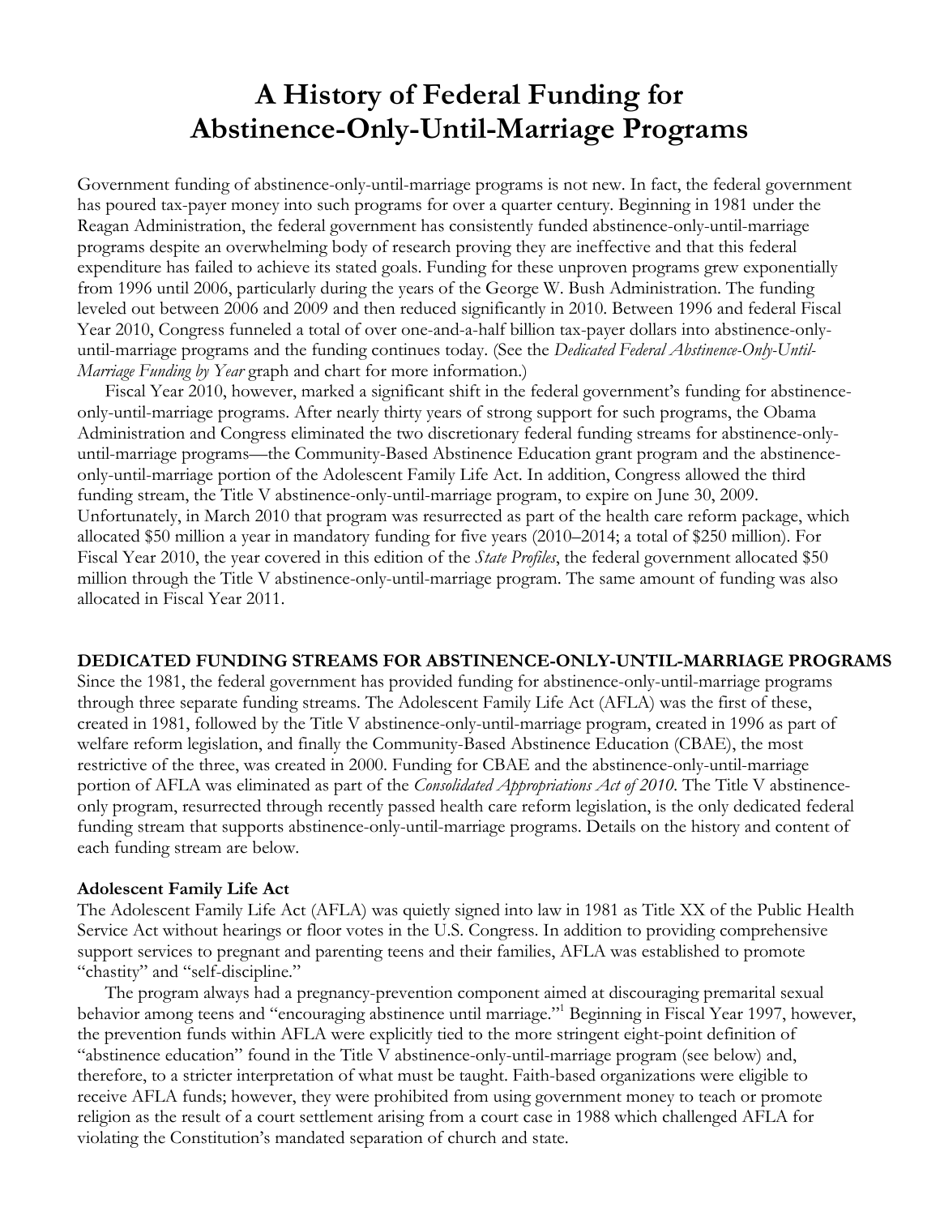# A History of Federal Funding for Abstinence-Only-Until-Marriage Programs

Government funding of abstinence-only-until-marriage programs is not new. In fact, the federal government has poured tax-payer money into such programs for over a quarter century. Beginning in 1981 under the Reagan Administration, the federal government has consistently funded abstinence-only-until-marriage programs despite an overwhelming body of research proving they are ineffective and that this federal expenditure has failed to achieve its stated goals. Funding for these unproven programs grew exponentially from 1996 until 2006, particularly during the years of the George W. Bush Administration. The funding leveled out between 2006 and 2009 and then reduced significantly in 2010. Between 1996 and federal Fiscal Year 2010, Congress funneled a total of over one-and-a-half billion tax-payer dollars into abstinence-only-until-marriage programs and the funding continues today. (See the *Dedicated Federal Abstinence-Only-Until-Marriage Funding by Year* graph and chart for more information.)

Fiscal Year 2010, however, marked a significant shift in the federal government's funding for abstinence-only-until-marriage programs. After nearly thirty years of strong support for such programs, the Obama Administration and Congress eliminated the two discretionary federal funding streams for abstinence-only-until-marriage programs—the Community-Based Abstinence Education grant program and the abstinence-only-until-marriage portion of the Adolescent Family Life Act. In addition, Congress allowed the third funding stream, the Title V abstinence-only-until-marriage program, to expire on June 30, 2009. Unfortunately, in March 2010 that program was resurrected as part of the health care reform package, which allocated $50 million a year in mandatory funding for five years (2010–2014; a total of $250 million). For Fiscal Year 2010, the year covered in this edition of the *State Profiles*, the federal government allocated $50 million through the Title V abstinence-only-until-marriage program. The same amount of funding was also allocated in Fiscal Year 2011.

**DEDICATED FUNDING STREAMS FOR ABSTINENCE-ONLY-UNTIL-MARRIAGE PROGRAMS**

Since the 1981, the federal government has provided funding for abstinence-only-until-marriage programs through three separate funding streams. The Adolescent Family Life Act (AFLA) was the first of these, created in 1981, followed by the Title V abstinence-only-until-marriage program, created in 1996 as part of welfare reform legislation, and finally the Community-Based Abstinence Education (CBAE), the most restrictive of the three, was created in 2000. Funding for CBAE and the abstinence-only-until-marriage portion of AFLA was eliminated as part of the *Consolidated Appropriations Act of 2010*. The Title V abstinence-only program, resurrected through recently passed health care reform legislation, is the only dedicated federal funding stream that supports abstinence-only-until-marriage programs. Details on the history and content of each funding stream are below.

**Adolescent Family Life Act**

The Adolescent Family Life Act (AFLA) was quietly signed into law in 1981 as Title XX of the Public Health Service Act without hearings or floor votes in the U.S. Congress. In addition to providing comprehensive support services to pregnant and parenting teens and their families, AFLA was established to promote "chastity" and "self-discipline."

The program always had a pregnancy-prevention component aimed at discouraging premarital sexual behavior among teens and "encouraging abstinence until marriage."[1] Beginning in Fiscal Year 1997, however, the prevention funds within AFLA were explicitly tied to the more stringent eight-point definition of "abstinence education" found in the Title V abstinence-only-until-marriage program (see below) and, therefore, to a stricter interpretation of what must be taught. Faith-based organizations were eligible to receive AFLA funds; however, they were prohibited from using government money to teach or promote religion as the result of a court settlement arising from a court case in 1988 which challenged AFLA for violating the Constitution's mandated separation of church and state.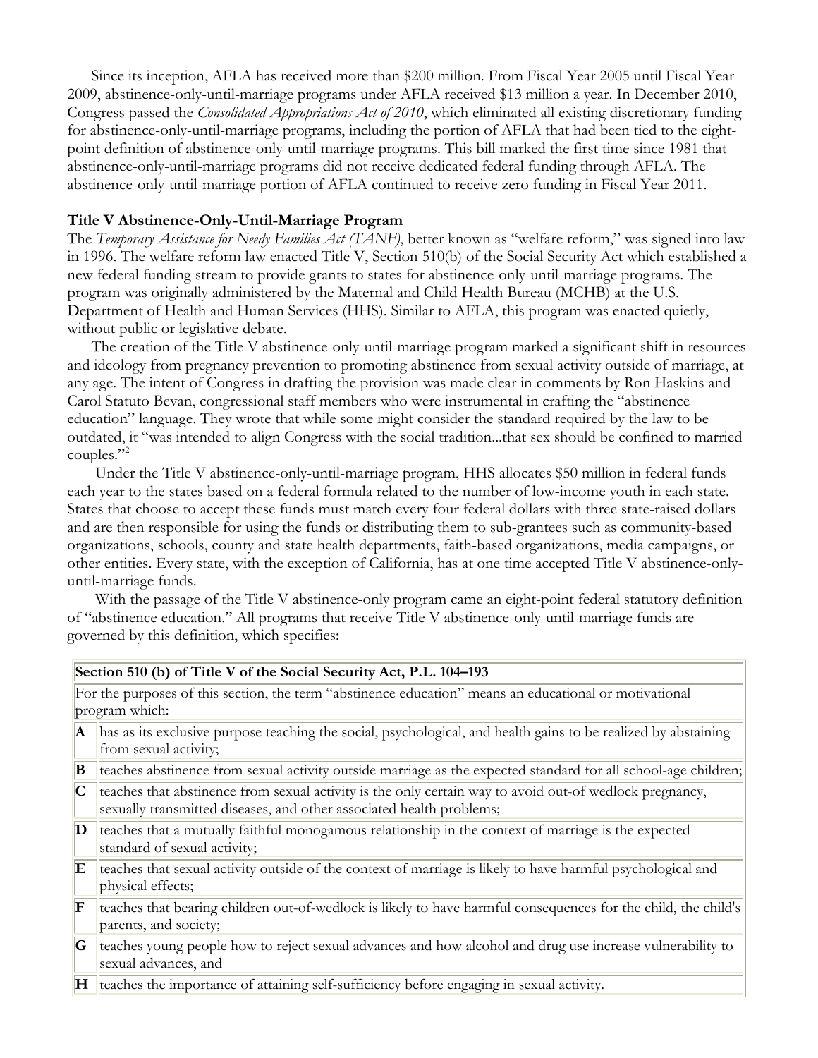Since its inception, AFLA has received more than $200 million. From Fiscal Year 2005 until Fiscal Year 2009, abstinence-only-until-marriage programs under AFLA received $13 million a year. In December 2010, Congress passed the *Consolidated Appropriations Act of 2010*, which eliminated all existing discretionary funding for abstinence-only-until-marriage programs, including the portion of AFLA that had been tied to the eight-point definition of abstinence-only-until-marriage programs. This bill marked the first time since 1981 that abstinence-only-until-marriage programs did not receive dedicated federal funding through AFLA. The abstinence-only-until-marriage portion of AFLA continued to receive zero funding in Fiscal Year 2011.

**Title V Abstinence-Only-Until-Marriage Program**

The *Temporary Assistance for Needy Families Act (TANF)*, better known as "welfare reform," was signed into law in 1996. The welfare reform law enacted Title V, Section 510(b) of the Social Security Act which established a new federal funding stream to provide grants to states for abstinence-only-until-marriage programs. The program was originally administered by the Maternal and Child Health Bureau (MCHB) at the U.S. Department of Health and Human Services (HHS). Similar to AFLA, this program was enacted quietly, without public or legislative debate.

The creation of the Title V abstinence-only-until-marriage program marked a significant shift in resources and ideology from pregnancy prevention to promoting abstinence from sexual activity outside of marriage, at any age. The intent of Congress in drafting the provision was made clear in comments by Ron Haskins and Carol Statuto Bevan, congressional staff members who were instrumental in crafting the "abstinence education" language. They wrote that while some might consider the standard required by the law to be outdated, it "was intended to align Congress with the social tradition...that sex should be confined to married couples."[2]

Under the Title V abstinence-only-until-marriage program, HHS allocates $50 million in federal funds each year to the states based on a federal formula related to the number of low-income youth in each state. States that choose to accept these funds must match every four federal dollars with three state-raised dollars and are then responsible for using the funds or distributing them to sub-grantees such as community-based organizations, schools, county and state health departments, faith-based organizations, media campaigns, or other entities. Every state, with the exception of California, has at one time accepted Title V abstinence-only-until-marriage funds.

With the passage of the Title V abstinence-only program came an eight-point federal statutory definition of "abstinence education." All programs that receive Title V abstinence-only-until-marriage funds are governed by this definition, which specifies:

| **Section 510 (b) of Title V of the Social Security Act, P.L. 104–193** | |
|---|---|
| For the purposes of this section, the term "abstinence education" means an educational or motivational program which: | |
| **A** | has as its exclusive purpose teaching the social, psychological, and health gains to be realized by abstaining from sexual activity; |
| **B** | teaches abstinence from sexual activity outside marriage as the expected standard for all school-age children; |
| **C** | teaches that abstinence from sexual activity is the only certain way to avoid out-of wedlock pregnancy, sexually transmitted diseases, and other associated health problems; |
| **D** | teaches that a mutually faithful monogamous relationship in the context of marriage is the expected standard of sexual activity; |
| **E** | teaches that sexual activity outside of the context of marriage is likely to have harmful psychological and physical effects; |
| **F** | teaches that bearing children out-of-wedlock is likely to have harmful consequences for the child, the child's parents, and society; |
| **G** | teaches young people how to reject sexual advances and how alcohol and drug use increase vulnerability to sexual advances, and |
| **H** | teaches the importance of attaining self-sufficiency before engaging in sexual activity. |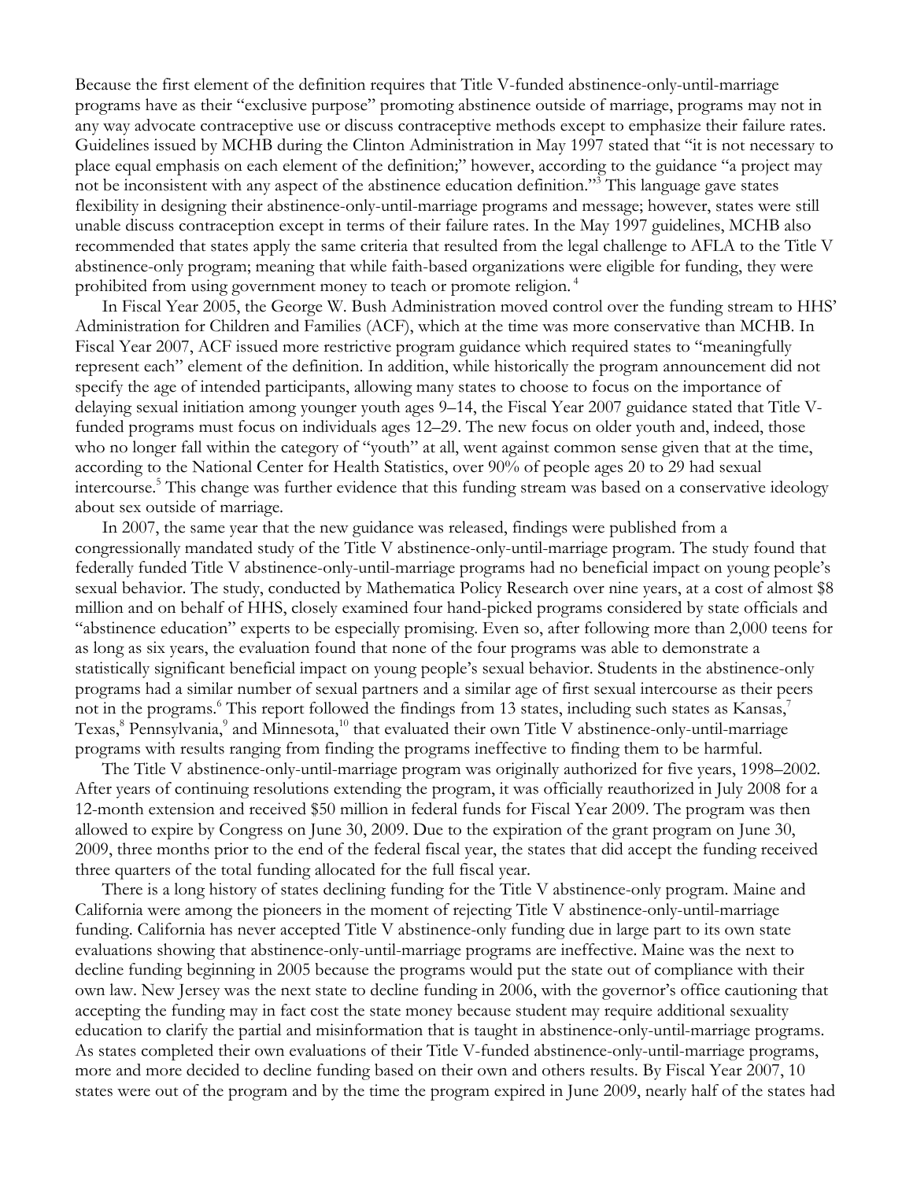Because the first element of the definition requires that Title V-funded abstinence-only-until-marriage programs have as their "exclusive purpose" promoting abstinence outside of marriage, programs may not in any way advocate contraceptive use or discuss contraceptive methods except to emphasize their failure rates. Guidelines issued by MCHB during the Clinton Administration in May 1997 stated that "it is not necessary to place equal emphasis on each element of the definition;" however, according to the guidance "a project may not be inconsistent with any aspect of the abstinence education definition."[3] This language gave states flexibility in designing their abstinence-only-until-marriage programs and message; however, states were still unable discuss contraception except in terms of their failure rates. In the May 1997 guidelines, MCHB also recommended that states apply the same criteria that resulted from the legal challenge to AFLA to the Title V abstinence-only program; meaning that while faith-based organizations were eligible for funding, they were prohibited from using government money to teach or promote religion.[4]

In Fiscal Year 2005, the George W. Bush Administration moved control over the funding stream to HHS' Administration for Children and Families (ACF), which at the time was more conservative than MCHB. In Fiscal Year 2007, ACF issued more restrictive program guidance which required states to "meaningfully represent each" element of the definition. In addition, while historically the program announcement did not specify the age of intended participants, allowing many states to choose to focus on the importance of delaying sexual initiation among younger youth ages 9–14, the Fiscal Year 2007 guidance stated that Title V-funded programs must focus on individuals ages 12–29. The new focus on older youth and, indeed, those who no longer fall within the category of "youth" at all, went against common sense given that at the time, according to the National Center for Health Statistics, over 90% of people ages 20 to 29 had sexual intercourse.[5] This change was further evidence that this funding stream was based on a conservative ideology about sex outside of marriage.

In 2007, the same year that the new guidance was released, findings were published from a congressionally mandated study of the Title V abstinence-only-until-marriage program. The study found that federally funded Title V abstinence-only-until-marriage programs had no beneficial impact on young people's sexual behavior. The study, conducted by Mathematica Policy Research over nine years, at a cost of almost $8 million and on behalf of HHS, closely examined four hand-picked programs considered by state officials and "abstinence education" experts to be especially promising. Even so, after following more than 2,000 teens for as long as six years, the evaluation found that none of the four programs was able to demonstrate a statistically significant beneficial impact on young people's sexual behavior. Students in the abstinence-only programs had a similar number of sexual partners and a similar age of first sexual intercourse as their peers not in the programs.[6] This report followed the findings from 13 states, including such states as Kansas,[7] Texas,[8] Pennsylvania,[9] and Minnesota,[10] that evaluated their own Title V abstinence-only-until-marriage programs with results ranging from finding the programs ineffective to finding them to be harmful.

The Title V abstinence-only-until-marriage program was originally authorized for five years, 1998–2002. After years of continuing resolutions extending the program, it was officially reauthorized in July 2008 for a 12-month extension and received $50 million in federal funds for Fiscal Year 2009. The program was then allowed to expire by Congress on June 30, 2009. Due to the expiration of the grant program on June 30, 2009, three months prior to the end of the federal fiscal year, the states that did accept the funding received three quarters of the total funding allocated for the full fiscal year.

There is a long history of states declining funding for the Title V abstinence-only program. Maine and California were among the pioneers in the moment of rejecting Title V abstinence-only-until-marriage funding. California has never accepted Title V abstinence-only funding due in large part to its own state evaluations showing that abstinence-only-until-marriage programs are ineffective. Maine was the next to decline funding beginning in 2005 because the programs would put the state out of compliance with their own law. New Jersey was the next state to decline funding in 2006, with the governor's office cautioning that accepting the funding may in fact cost the state money because student may require additional sexuality education to clarify the partial and misinformation that is taught in abstinence-only-until-marriage programs. As states completed their own evaluations of their Title V-funded abstinence-only-until-marriage programs, more and more decided to decline funding based on their own and others results. By Fiscal Year 2007, 10 states were out of the program and by the time the program expired in June 2009, nearly half of the states had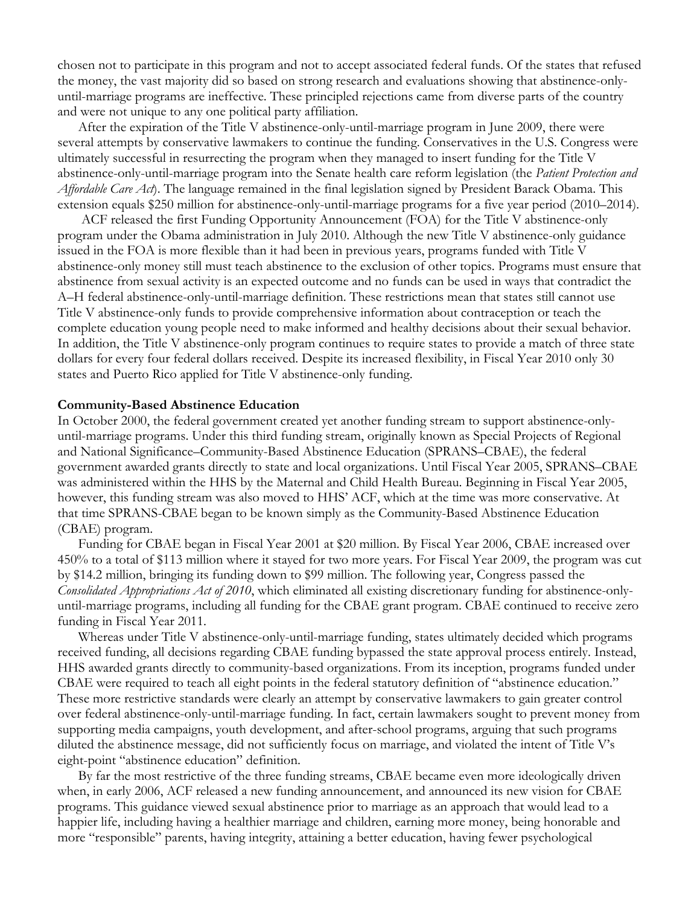chosen not to participate in this program and not to accept associated federal funds. Of the states that refused the money, the vast majority did so based on strong research and evaluations showing that abstinence-only-until-marriage programs are ineffective. These principled rejections came from diverse parts of the country and were not unique to any one political party affiliation.

After the expiration of the Title V abstinence-only-until-marriage program in June 2009, there were several attempts by conservative lawmakers to continue the funding. Conservatives in the U.S. Congress were ultimately successful in resurrecting the program when they managed to insert funding for the Title V abstinence-only-until-marriage program into the Senate health care reform legislation (the *Patient Protection and Affordable Care Act*). The language remained in the final legislation signed by President Barack Obama. This extension equals $250 million for abstinence-only-until-marriage programs for a five year period (2010–2014).

ACF released the first Funding Opportunity Announcement (FOA) for the Title V abstinence-only program under the Obama administration in July 2010. Although the new Title V abstinence-only guidance issued in the FOA is more flexible than it had been in previous years, programs funded with Title V abstinence-only money still must teach abstinence to the exclusion of other topics. Programs must ensure that abstinence from sexual activity is an expected outcome and no funds can be used in ways that contradict the A–H federal abstinence-only-until-marriage definition. These restrictions mean that states still cannot use Title V abstinence-only funds to provide comprehensive information about contraception or teach the complete education young people need to make informed and healthy decisions about their sexual behavior. In addition, the Title V abstinence-only program continues to require states to provide a match of three state dollars for every four federal dollars received. Despite its increased flexibility, in Fiscal Year 2010 only 30 states and Puerto Rico applied for Title V abstinence-only funding.

**Community-Based Abstinence Education**

In October 2000, the federal government created yet another funding stream to support abstinence-only-until-marriage programs. Under this third funding stream, originally known as Special Projects of Regional and National Significance–Community-Based Abstinence Education (SPRANS–CBAE), the federal government awarded grants directly to state and local organizations. Until Fiscal Year 2005, SPRANS–CBAE was administered within the HHS by the Maternal and Child Health Bureau. Beginning in Fiscal Year 2005, however, this funding stream was also moved to HHS' ACF, which at the time was more conservative. At that time SPRANS-CBAE began to be known simply as the Community-Based Abstinence Education (CBAE) program.

Funding for CBAE began in Fiscal Year 2001 at $20 million. By Fiscal Year 2006, CBAE increased over 450% to a total of $113 million where it stayed for two more years. For Fiscal Year 2009, the program was cut by $14.2 million, bringing its funding down to $99 million. The following year, Congress passed the *Consolidated Appropriations Act of 2010*, which eliminated all existing discretionary funding for abstinence-only-until-marriage programs, including all funding for the CBAE grant program. CBAE continued to receive zero funding in Fiscal Year 2011.

Whereas under Title V abstinence-only-until-marriage funding, states ultimately decided which programs received funding, all decisions regarding CBAE funding bypassed the state approval process entirely. Instead, HHS awarded grants directly to community-based organizations. From its inception, programs funded under CBAE were required to teach all eight points in the federal statutory definition of "abstinence education." These more restrictive standards were clearly an attempt by conservative lawmakers to gain greater control over federal abstinence-only-until-marriage funding. In fact, certain lawmakers sought to prevent money from supporting media campaigns, youth development, and after-school programs, arguing that such programs diluted the abstinence message, did not sufficiently focus on marriage, and violated the intent of Title V's eight-point "abstinence education" definition.

By far the most restrictive of the three funding streams, CBAE became even more ideologically driven when, in early 2006, ACF released a new funding announcement, and announced its new vision for CBAE programs. This guidance viewed sexual abstinence prior to marriage as an approach that would lead to a happier life, including having a healthier marriage and children, earning more money, being honorable and more "responsible" parents, having integrity, attaining a better education, having fewer psychological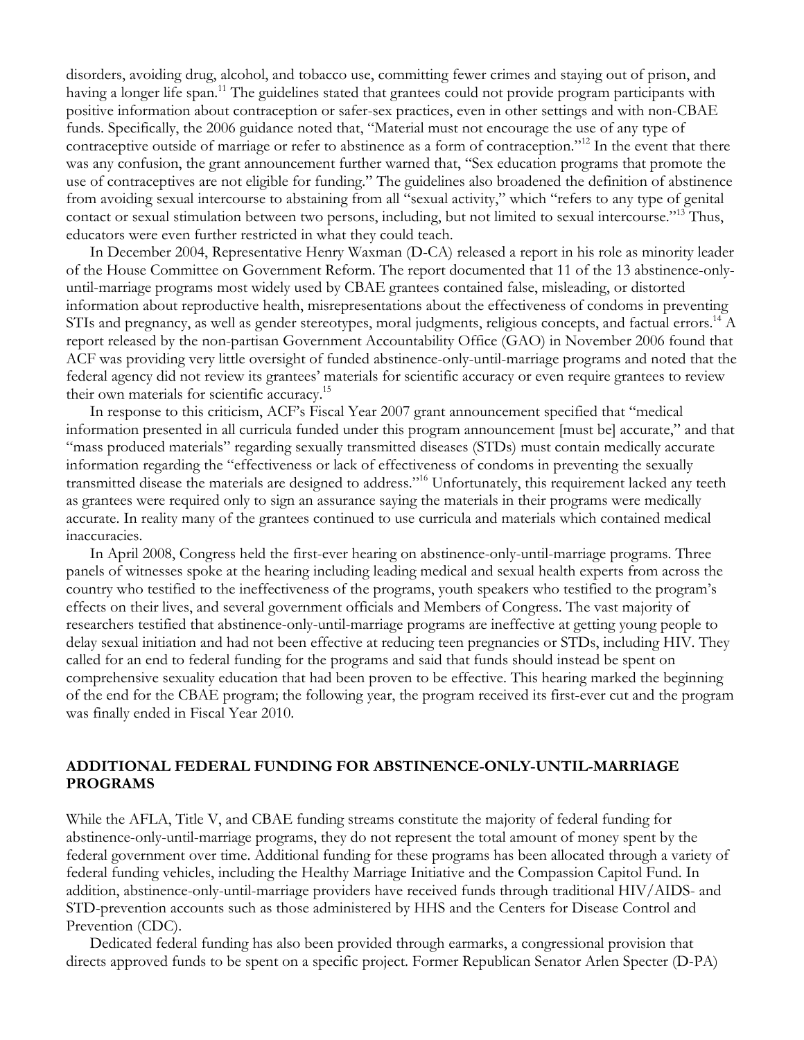disorders, avoiding drug, alcohol, and tobacco use, committing fewer crimes and staying out of prison, and having a longer life span.[11] The guidelines stated that grantees could not provide program participants with positive information about contraception or safer-sex practices, even in other settings and with non-CBAE funds. Specifically, the 2006 guidance noted that, "Material must not encourage the use of any type of contraceptive outside of marriage or refer to abstinence as a form of contraception."[12] In the event that there was any confusion, the grant announcement further warned that, "Sex education programs that promote the use of contraceptives are not eligible for funding." The guidelines also broadened the definition of abstinence from avoiding sexual intercourse to abstaining from all "sexual activity," which "refers to any type of genital contact or sexual stimulation between two persons, including, but not limited to sexual intercourse."[13] Thus, educators were even further restricted in what they could teach.

In December 2004, Representative Henry Waxman (D-CA) released a report in his role as minority leader of the House Committee on Government Reform. The report documented that 11 of the 13 abstinence-only-until-marriage programs most widely used by CBAE grantees contained false, misleading, or distorted information about reproductive health, misrepresentations about the effectiveness of condoms in preventing STIs and pregnancy, as well as gender stereotypes, moral judgments, religious concepts, and factual errors.[14] A report released by the non-partisan Government Accountability Office (GAO) in November 2006 found that ACF was providing very little oversight of funded abstinence-only-until-marriage programs and noted that the federal agency did not review its grantees' materials for scientific accuracy or even require grantees to review their own materials for scientific accuracy.[15]

In response to this criticism, ACF's Fiscal Year 2007 grant announcement specified that "medical information presented in all curricula funded under this program announcement [must be] accurate," and that "mass produced materials" regarding sexually transmitted diseases (STDs) must contain medically accurate information regarding the "effectiveness or lack of effectiveness of condoms in preventing the sexually transmitted disease the materials are designed to address."[16] Unfortunately, this requirement lacked any teeth as grantees were required only to sign an assurance saying the materials in their programs were medically accurate. In reality many of the grantees continued to use curricula and materials which contained medical inaccuracies.

In April 2008, Congress held the first-ever hearing on abstinence-only-until-marriage programs. Three panels of witnesses spoke at the hearing including leading medical and sexual health experts from across the country who testified to the ineffectiveness of the programs, youth speakers who testified to the program's effects on their lives, and several government officials and Members of Congress. The vast majority of researchers testified that abstinence-only-until-marriage programs are ineffective at getting young people to delay sexual initiation and had not been effective at reducing teen pregnancies or STDs, including HIV. They called for an end to federal funding for the programs and said that funds should instead be spent on comprehensive sexuality education that had been proven to be effective. This hearing marked the beginning of the end for the CBAE program; the following year, the program received its first-ever cut and the program was finally ended in Fiscal Year 2010.

## ADDITIONAL FEDERAL FUNDING FOR ABSTINENCE-ONLY-UNTIL-MARRIAGE PROGRAMS

While the AFLA, Title V, and CBAE funding streams constitute the majority of federal funding for abstinence-only-until-marriage programs, they do not represent the total amount of money spent by the federal government over time. Additional funding for these programs has been allocated through a variety of federal funding vehicles, including the Healthy Marriage Initiative and the Compassion Capitol Fund. In addition, abstinence-only-until-marriage providers have received funds through traditional HIV/AIDS- and STD-prevention accounts such as those administered by HHS and the Centers for Disease Control and Prevention (CDC).

Dedicated federal funding has also been provided through earmarks, a congressional provision that directs approved funds to be spent on a specific project. Former Republican Senator Arlen Specter (D-PA)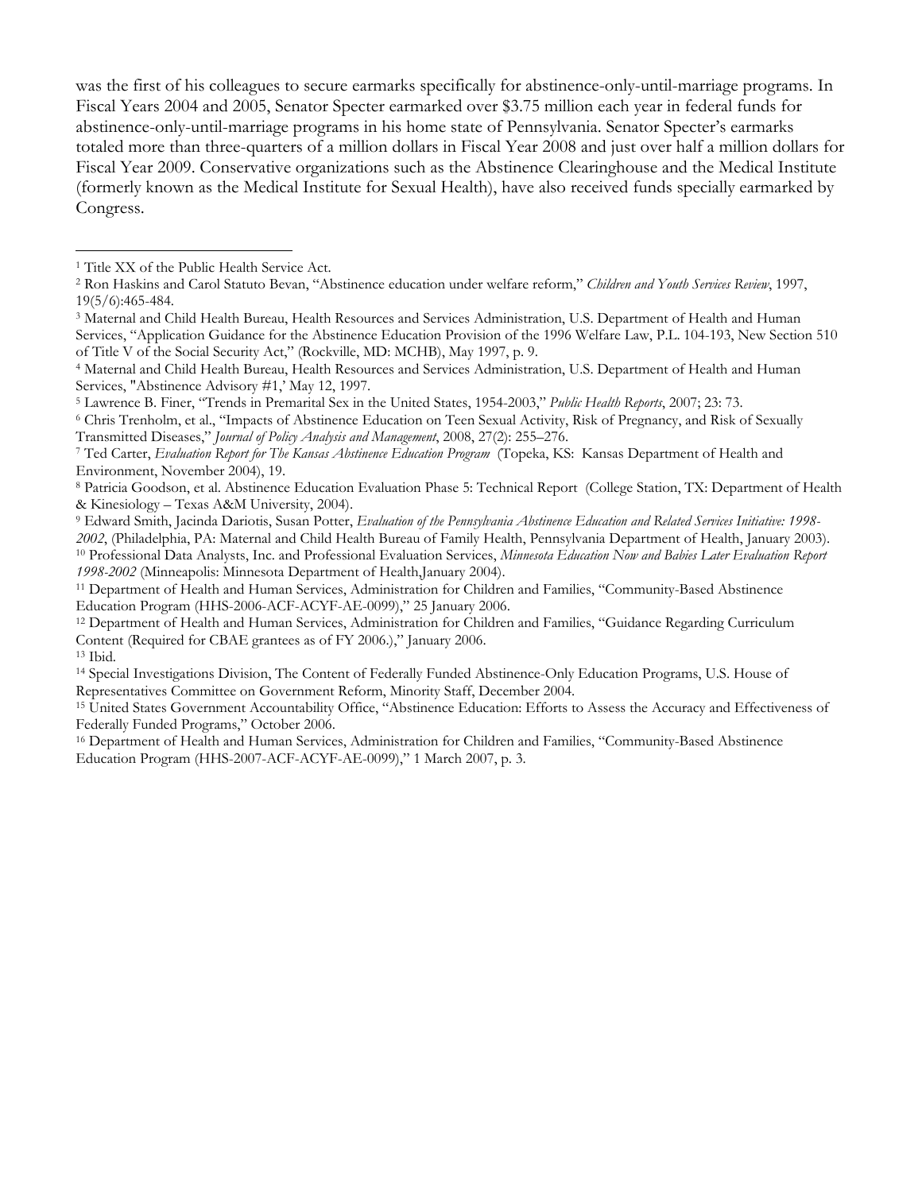was the first of his colleagues to secure earmarks specifically for abstinence-only-until-marriage programs. In Fiscal Years 2004 and 2005, Senator Specter earmarked over $3.75 million each year in federal funds for abstinence-only-until-marriage programs in his home state of Pennsylvania. Senator Specter's earmarks totaled more than three-quarters of a million dollars in Fiscal Year 2008 and just over half a million dollars for Fiscal Year 2009. Conservative organizations such as the Abstinence Clearinghouse and the Medical Institute (formerly known as the Medical Institute for Sexual Health), have also received funds specially earmarked by Congress.

---

[1] Title XX of the Public Health Service Act.

[2] Ron Haskins and Carol Statuto Bevan, "Abstinence education under welfare reform," *Children and Youth Services Review*, 1997, 19(5/6):465-484.

[3] Maternal and Child Health Bureau, Health Resources and Services Administration, U.S. Department of Health and Human Services, "Application Guidance for the Abstinence Education Provision of the 1996 Welfare Law, P.L. 104-193, New Section 510 of Title V of the Social Security Act," (Rockville, MD: MCHB), May 1997, p. 9.

[4] Maternal and Child Health Bureau, Health Resources and Services Administration, U.S. Department of Health and Human Services, "Abstinence Advisory #1,' May 12, 1997.

[5] Lawrence B. Finer, "Trends in Premarital Sex in the United States, 1954-2003," *Public Health Reports*, 2007; 23: 73.

[6] Chris Trenholm, et al., "Impacts of Abstinence Education on Teen Sexual Activity, Risk of Pregnancy, and Risk of Sexually Transmitted Diseases," *Journal of Policy Analysis and Management*, 2008, 27(2): 255–276.

[7] Ted Carter, *Evaluation Report for The Kansas Abstinence Education Program* (Topeka, KS: Kansas Department of Health and Environment, November 2004), 19.

[8] Patricia Goodson, et al. Abstinence Education Evaluation Phase 5: Technical Report (College Station, TX: Department of Health & Kinesiology – Texas A&M University, 2004).

[9] Edward Smith, Jacinda Dariotis, Susan Potter, *Evaluation of the Pennsylvania Abstinence Education and Related Services Initiative: 1998-2002*, (Philadelphia, PA: Maternal and Child Health Bureau of Family Health, Pennsylvania Department of Health, January 2003).

[10] Professional Data Analysts, Inc. and Professional Evaluation Services, *Minnesota Education Now and Babies Later Evaluation Report 1998-2002* (Minneapolis: Minnesota Department of Health,January 2004).

[11] Department of Health and Human Services, Administration for Children and Families, "Community-Based Abstinence Education Program (HHS-2006-ACF-ACYF-AE-0099)," 25 January 2006.

[12] Department of Health and Human Services, Administration for Children and Families, "Guidance Regarding Curriculum Content (Required for CBAE grantees as of FY 2006.)," January 2006.

[13] Ibid.

[14] Special Investigations Division, The Content of Federally Funded Abstinence-Only Education Programs, U.S. House of Representatives Committee on Government Reform, Minority Staff, December 2004.

[15] United States Government Accountability Office, "Abstinence Education: Efforts to Assess the Accuracy and Effectiveness of Federally Funded Programs," October 2006.

[16] Department of Health and Human Services, Administration for Children and Families, "Community-Based Abstinence Education Program (HHS-2007-ACF-ACYF-AE-0099)," 1 March 2007, p. 3.